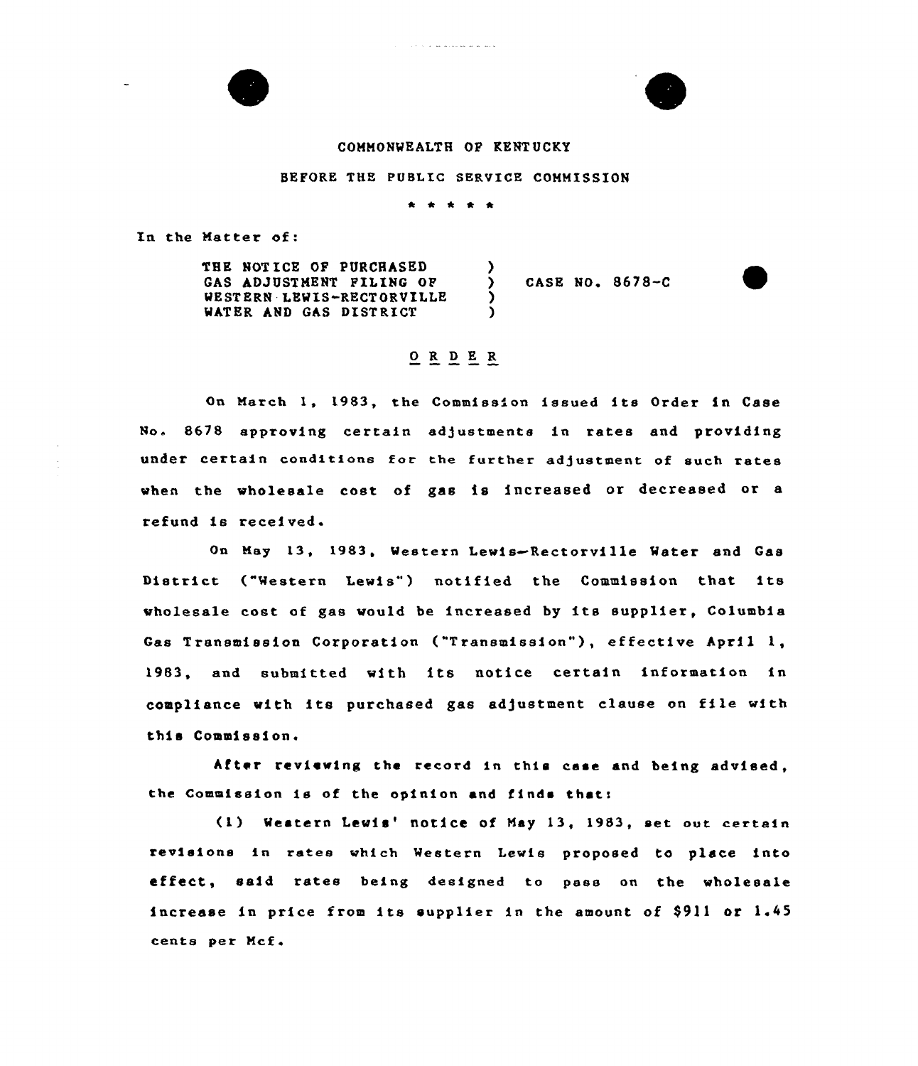COMMONWEALTH OF KENTUCKY

BEFORE THE PUBLIC SERVICE COMMISSION

\* \* \* \* \*

In the Matter of:

| | | |
|---|---|---|
| THE NOTICE OF PURCHASED GAS ADJUSTMENT FILING OF WESTERN LEWIS-RECTORVILLE WATER AND GAS DISTRICT | ) ) ) ) | CASE NO. 8678-C |

## O R D E R

On March 1, 1983, the Commission issued its Order in Case No. 8678 approving certain adjustments in rates and providing under certain conditions for the further adjustment of such rates when the wholesale cost of gas is increased or decreased or a refund is received.

On May 13, 1983, Western Lewis—Rectorville Water and Gas District ("Western Lewis") notified the Commission that its wholesale cost of gas would be increased by its supplier, Columbia Gas Transmission Corporation ("Transmission"), effective April 1, 1983, and submitted with its notice certain information in compliance with its purchased gas adjustment clause on file with this Commission.

After reviewing the record in this case and being advised, the Commission is of the opinion and finds that:

(1) Western Lewis' notice of May 13, 1983, set out certain revisions in rates which Western Lewis proposed to place into effect, said rates being designed to pass on the wholesale increase in price from its supplier in the amount of $911 or 1.45 cents per Mcf.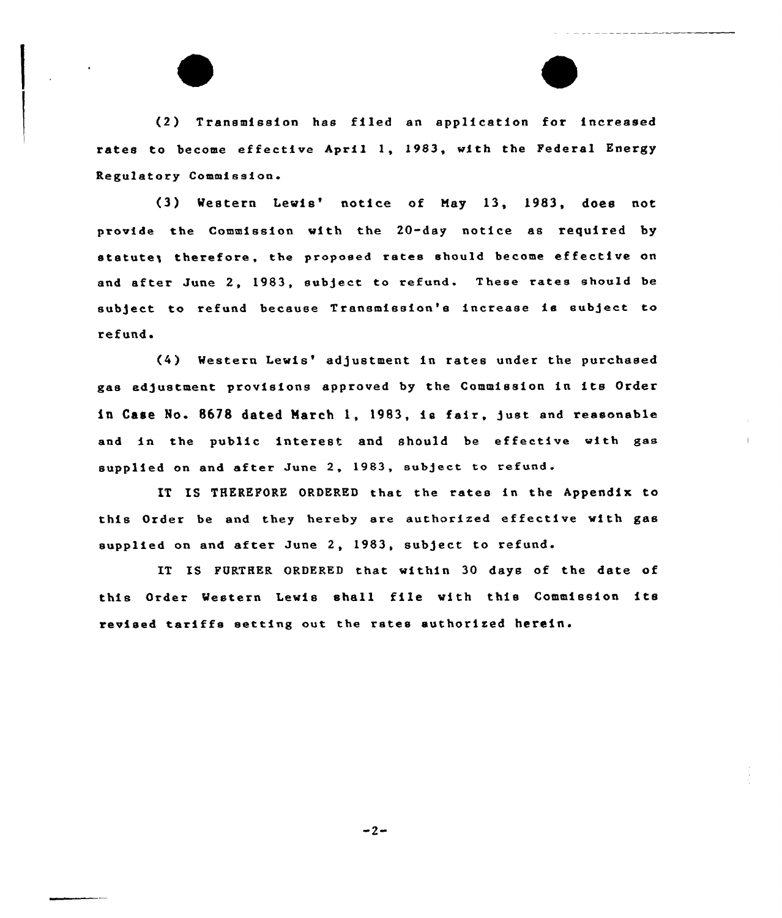(2) Transmission has filed an application for increased rates to become effective April 1, 1983, with the Federal Energy Regulatory Commission.

(3) Western Lewis' notice of May 13, 1983, does not provide the Commission with the 20-day notice as required by statute; therefore, the proposed rates should become effective on and after June 2, 1983, subject to refund. These rates should be subject to refund because Transmission's increase is subject to refund.

(4) Western Lewis' adjustment in rates under the purchased gas adjustment provisions approved by the Commission in its Order in Case No. 8678 dated March 1, 1983, is fair, just and reasonable and in the public interest and should be effective with gas supplied on and after June 2, 1983, subject to refund.

IT IS THEREFORE ORDERED that the rates in the Appendix to this Order be and they hereby are authorized effective with gas supplied on and after June 2, 1983, subject to refund.

IT IS FURTHER ORDERED that within 30 days of the date of this Order Western Lewis shall file with this Commission its revised tariffs setting out the rates authorized herein.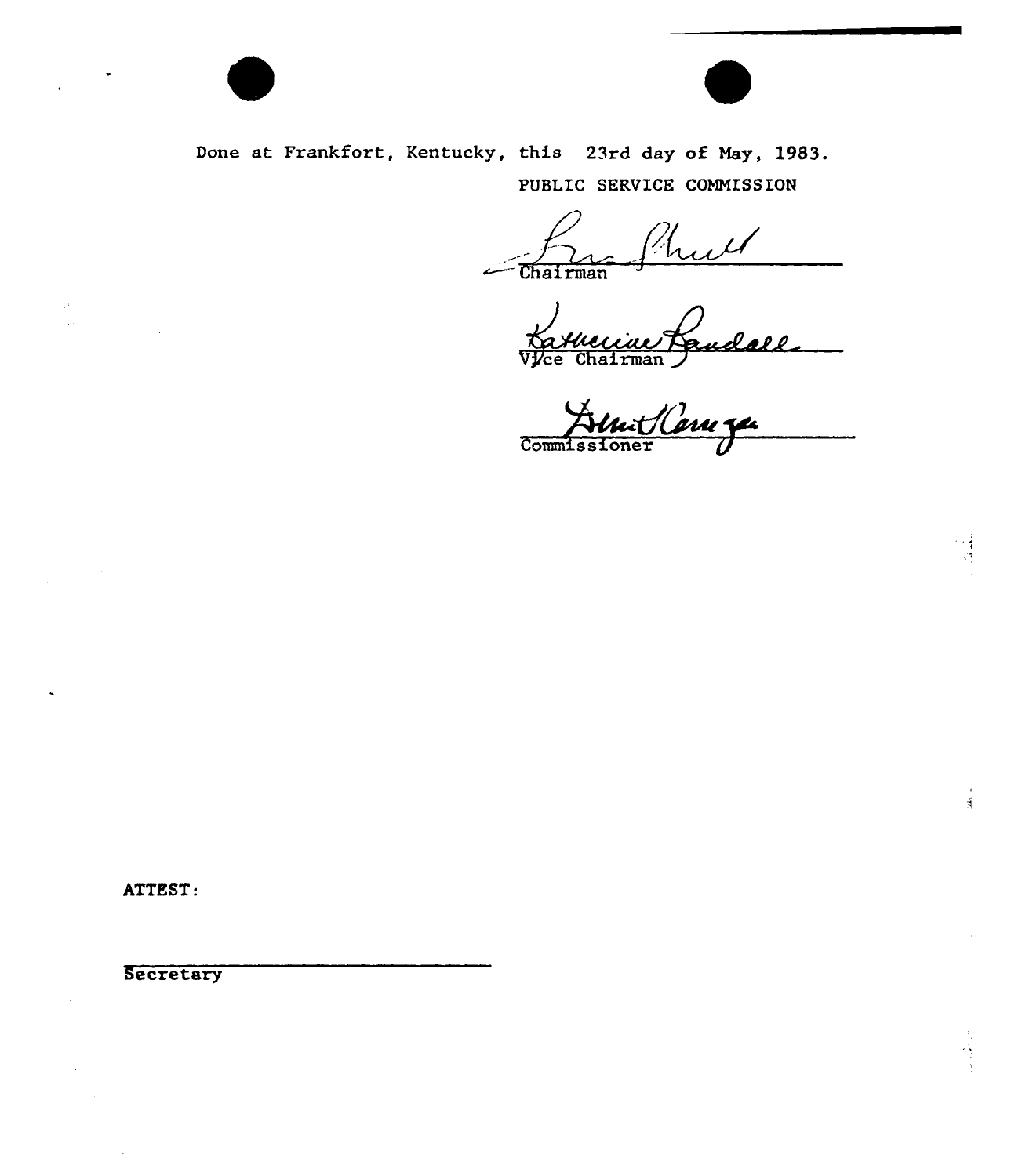Done at Frankfort, Kentucky, this 23rd day of May, 1983.

PUBLIC SERVICE COMMISSION

Chairman

Vice Chairman

Commissioner

ATTEST:

Secretary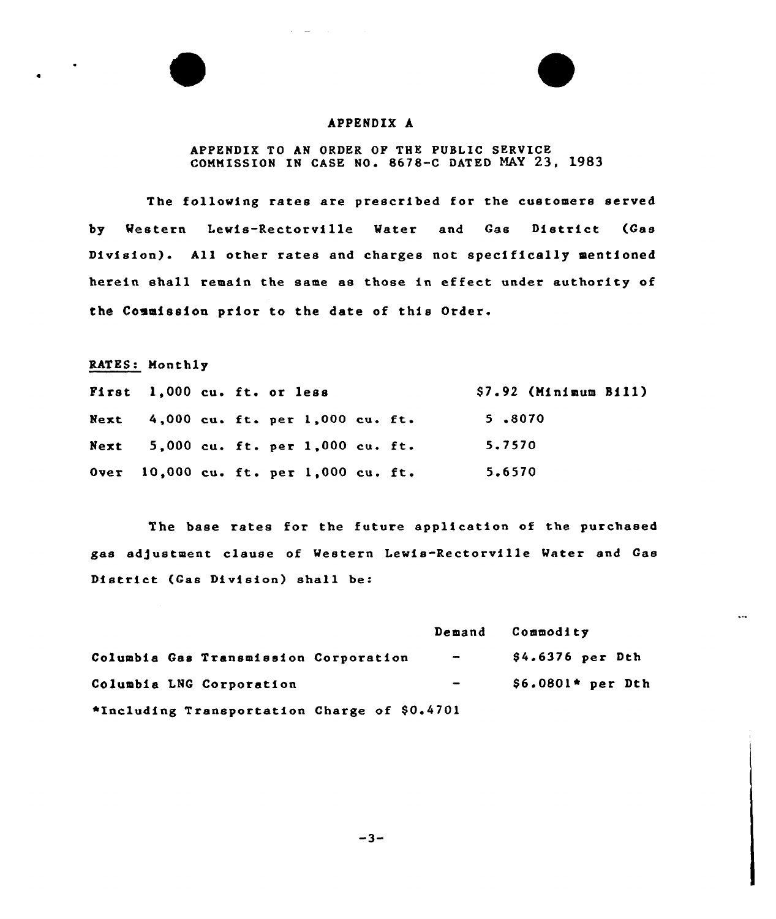# APPENDIX A

APPENDIX TO AN ORDER OF THE PUBLIC SERVICE COMMISSION IN CASE NO. 8678-C DATED MAY 23, 1983

The following rates are prescribed for the customers served by Western Lewis-Rectorville Water and Gas District (Gas Division). All other rates and charges not specifically mentioned herein shall remain the same as those in effect under authority of the Commission prior to the date of this Order.

RATES: Monthly

| | |
|---|---|
| First 1,000 cu. ft. or less | $7.92 (Minimum Bill) |
| Next 4,000 cu. ft. per 1,000 cu. ft. | 5 .8070 |
| Next 5,000 cu. ft. per 1,000 cu. ft. | 5.7570 |
| Over 10,000 cu. ft. per 1,000 cu. ft. | 5.6570 |

The base rates for the future application of the purchased gas adjustment clause of Western Lewis-Rectorville Water and Gas District (Gas Division) shall be:

| | Demand | Commodity |
|---|---|---|
| Columbia Gas Transmission Corporation | - | $4.6376 per Dth |
| Columbia LNG Corporation | - | $6.0801* per Dth |

*Including Transportation Charge of $0.4701